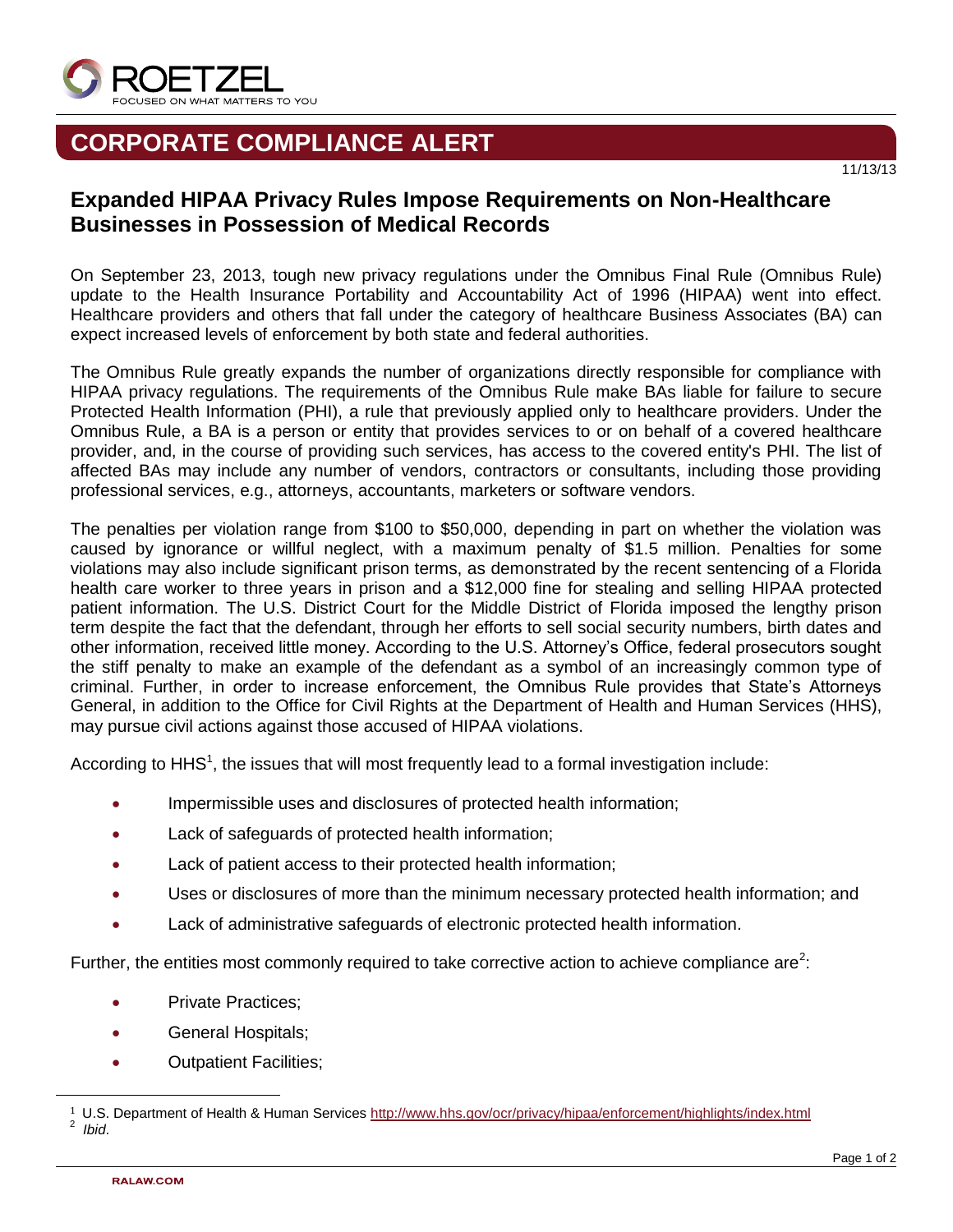# CORPORATE COMPLIANCE ALERT

11/13/13

## Expanded HIPAA Privacy Rules Impose Requirements on Non-Healthcare Businesses in Possession of Medical Records

On September 23, 2013, tough new privacy regulations under the Omnibus Final Rule (Omnibus Rule) update to the Health Insurance Portability and Accountability Act of 1996 (HIPAA) went into effect. Healthcare providers and others that fall under the category of healthcare Business Associates (BA) can expect increased levels of enforcement by both state and federal authorities.

The Omnibus Rule greatly expands the number of organizations directly responsible for compliance with HIPAA privacy regulations. The requirements of the Omnibus Rule make BAs liable for failure to secure Protected Health Information (PHI), a rule that previously applied only to healthcare providers. Under the Omnibus Rule, a BA is a person or entity that provides services to or on behalf of a covered healthcare provider, and, in the course of providing such services, has access to the covered entity's PHI. The list of affected BAs may include any number of vendors, contractors or consultants, including those providing professional services, e.g., attorneys, accountants, marketers or software vendors.

The penalties per violation range from $100 to $50,000, depending in part on whether the violation was caused by ignorance or willful neglect, with a maximum penalty of $1.5 million. Penalties for some violations may also include significant prison terms, as demonstrated by the recent sentencing of a Florida health care worker to three years in prison and a $12,000 fine for stealing and selling HIPAA protected patient information. The U.S. District Court for the Middle District of Florida imposed the lengthy prison term despite the fact that the defendant, through her efforts to sell social security numbers, birth dates and other information, received little money. According to the U.S. Attorney's Office, federal prosecutors sought the stiff penalty to make an example of the defendant as a symbol of an increasingly common type of criminal. Further, in order to increase enforcement, the Omnibus Rule provides that State's Attorneys General, in addition to the Office for Civil Rights at the Department of Health and Human Services (HHS), may pursue civil actions against those accused of HIPAA violations.

According to HHS[1], the issues that will most frequently lead to a formal investigation include:

- Impermissible uses and disclosures of protected health information;
- Lack of safeguards of protected health information;
- Lack of patient access to their protected health information;
- Uses or disclosures of more than the minimum necessary protected health information; and
- Lack of administrative safeguards of electronic protected health information.

Further, the entities most commonly required to take corrective action to achieve compliance are[2]:

- Private Practices;
- General Hospitals;
- Outpatient Facilities;

---

[1] U.S. Department of Health & Human Services http://www.hhs.gov/ocr/privacy/hipaa/enforcement/highlights/index.html

[2] *Ibid.*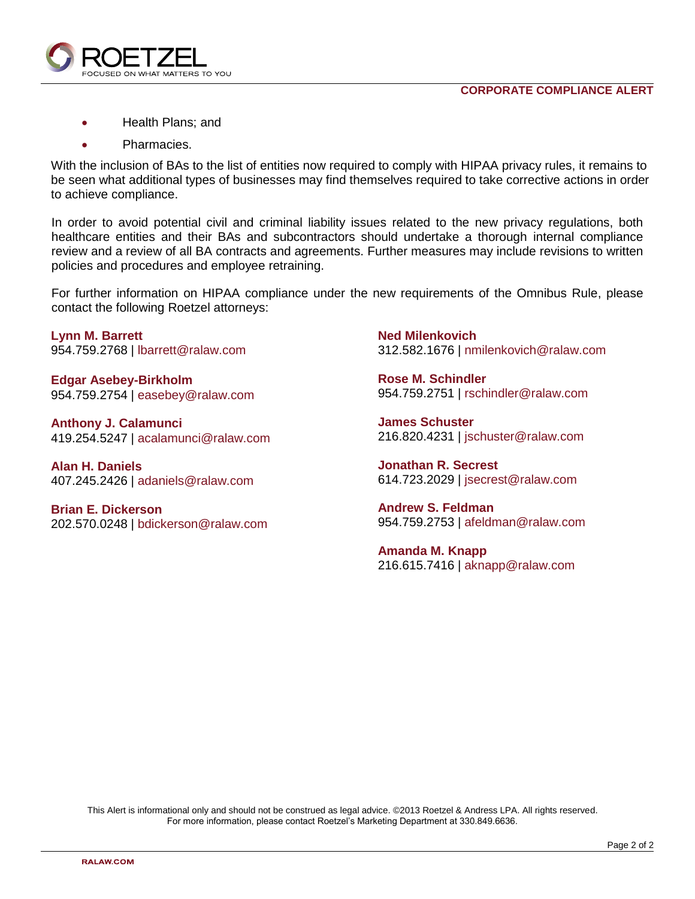- Health Plans; and
- Pharmacies.

With the inclusion of BAs to the list of entities now required to comply with HIPAA privacy rules, it remains to be seen what additional types of businesses may find themselves required to take corrective actions in order to achieve compliance.

In order to avoid potential civil and criminal liability issues related to the new privacy regulations, both healthcare entities and their BAs and subcontractors should undertake a thorough internal compliance review and a review of all BA contracts and agreements. Further measures may include revisions to written policies and procedures and employee retraining.

For further information on HIPAA compliance under the new requirements of the Omnibus Rule, please contact the following Roetzel attorneys:

**Lynn M. Barrett**
954.759.2768 | lbarrett@ralaw.com

**Edgar Asebey-Birkholm**
954.759.2754 | easebey@ralaw.com

**Anthony J. Calamunci**
419.254.5247 | acalamunci@ralaw.com

**Alan H. Daniels**
407.245.2426 | adaniels@ralaw.com

**Brian E. Dickerson**
202.570.0248 | bdickerson@ralaw.com

**Ned Milenkovich**
312.582.1676 | nmilenkovich@ralaw.com

**Rose M. Schindler**
954.759.2751 | rschindler@ralaw.com

**James Schuster**
216.820.4231 | jschuster@ralaw.com

**Jonathan R. Secrest**
614.723.2029 | jsecrest@ralaw.com

**Andrew S. Feldman**
954.759.2753 | afeldman@ralaw.com

**Amanda M. Knapp**
216.615.7416 | aknapp@ralaw.com

This Alert is informational only and should not be construed as legal advice. ©2013 Roetzel & Andress LPA. All rights reserved.
For more information, please contact Roetzel's Marketing Department at 330.849.6636.